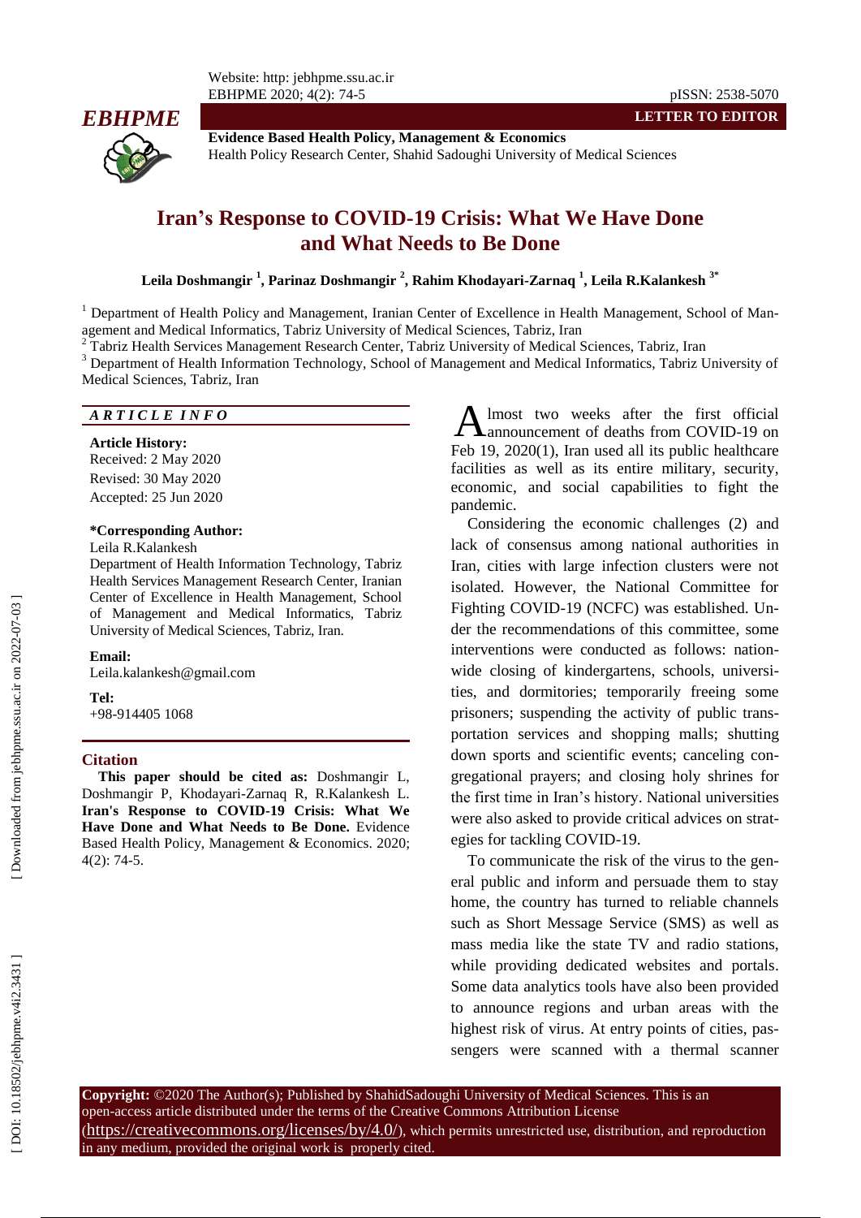LETTER TO EDITOR

**Evidence Based Health Policy, Management & Economics**
Health Policy Research Center, Shahid Sadoughi University of Medical Sciences

# Iran's Response to COVID-19 Crisis: What We Have Done and What Needs to Be Done

**Leila Doshmangir [1], Parinaz Doshmangir [2], Rahim Khodayari-Zarnaq [1], Leila R.Kalankesh [3*]**

[1] Department of Health Policy and Management, Iranian Center of Excellence in Health Management, School of Management and Medical Informatics, Tabriz University of Medical Sciences, Tabriz, Iran
[2] Tabriz Health Services Management Research Center, Tabriz University of Medical Sciences, Tabriz, Iran
[3] Department of Health Information Technology, School of Management and Medical Informatics, Tabriz University of Medical Sciences, Tabriz, Iran

*ARTICLE INFO*

**Article History:**
Received: 2 May 2020
Revised: 30 May 2020
Accepted: 25 Jun 2020

**\*Corresponding Author:**
Leila R.Kalankesh
Department of Health Information Technology, Tabriz Health Services Management Research Center, Iranian Center of Excellence in Health Management, School of Management and Medical Informatics, Tabriz University of Medical Sciences, Tabriz, Iran.

**Email:**
Leila.kalankesh@gmail.com

**Tel:**
+98-914405 1068

**Citation**

**This paper should be cited as:** Doshmangir L, Doshmangir P, Khodayari-Zarnaq R, R.Kalankesh L. **Iran's Response to COVID-19 Crisis: What We Have Done and What Needs to Be Done.** Evidence Based Health Policy, Management & Economics. 2020; 4(2): 74-5.

Almost two weeks after the first official announcement of deaths from COVID-19 on Feb 19, 2020(1), Iran used all its public healthcare facilities as well as its entire military, security, economic, and social capabilities to fight the pandemic.

Considering the economic challenges (2) and lack of consensus among national authorities in Iran, cities with large infection clusters were not isolated. However, the National Committee for Fighting COVID-19 (NCFC) was established. Under the recommendations of this committee, some interventions were conducted as follows: nationwide closing of kindergartens, schools, universities, and dormitories; temporarily freeing some prisoners; suspending the activity of public transportation services and shopping malls; shutting down sports and scientific events; canceling congregational prayers; and closing holy shrines for the first time in Iran's history. National universities were also asked to provide critical advices on strategies for tackling COVID-19.

To communicate the risk of the virus to the general public and inform and persuade them to stay home, the country has turned to reliable channels such as Short Message Service (SMS) as well as mass media like the state TV and radio stations, while providing dedicated websites and portals. Some data analytics tools have also been provided to announce regions and urban areas with the highest risk of virus. At entry points of cities, passengers were scanned with a thermal scanner

**Copyright:** ©2020 The Author(s); Published by ShahidSadoughi University of Medical Sciences. This is an open-access article distributed under the terms of the Creative Commons Attribution License (https://creativecommons.org/licenses/by/4.0/), which permits unrestricted use, distribution, and reproduction in any medium, provided the original work is properly cited.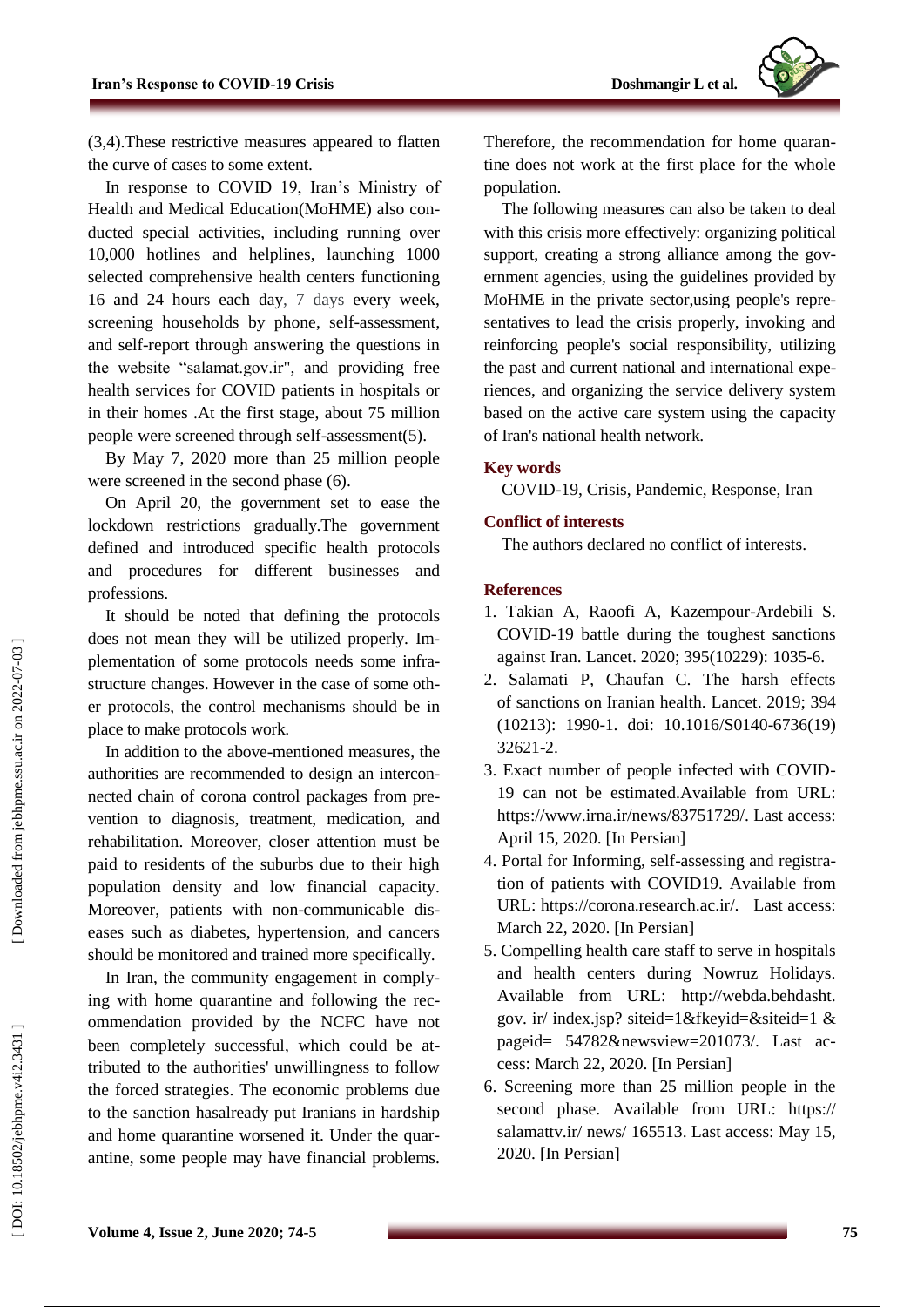(3,4).These restrictive measures appeared to flatten the curve of cases to some extent.

In response to COVID 19, Iran's Ministry of Health and Medical Education(MoHME) also conducted special activities, including running over 10,000 hotlines and helplines, launching 1000 selected comprehensive health centers functioning 16 and 24 hours each day, 7 days every week, screening households by phone, self-assessment, and self-report through answering the questions in the website "salamat.gov.ir", and providing free health services for COVID patients in hospitals or in their homes .At the first stage, about 75 million people were screened through self-assessment(5).

By May 7, 2020 more than 25 million people were screened in the second phase (6).

On April 20, the government set to ease the lockdown restrictions gradually.The government defined and introduced specific health protocols and procedures for different businesses and professions.

It should be noted that defining the protocols does not mean they will be utilized properly. Implementation of some protocols needs some infrastructure changes. However in the case of some other protocols, the control mechanisms should be in place to make protocols work.

In addition to the above-mentioned measures, the authorities are recommended to design an interconnected chain of corona control packages from prevention to diagnosis, treatment, medication, and rehabilitation. Moreover, closer attention must be paid to residents of the suburbs due to their high population density and low financial capacity. Moreover, patients with non-communicable diseases such as diabetes, hypertension, and cancers should be monitored and trained more specifically.

In Iran, the community engagement in complying with home quarantine and following the recommendation provided by the NCFC have not been completely successful, which could be attributed to the authorities' unwillingness to follow the forced strategies. The economic problems due to the sanction hasalready put Iranians in hardship and home quarantine worsened it. Under the quarantine, some people may have financial problems. Therefore, the recommendation for home quarantine does not work at the first place for the whole population.

The following measures can also be taken to deal with this crisis more effectively: organizing political support, creating a strong alliance among the government agencies, using the guidelines provided by MoHME in the private sector,using people's representatives to lead the crisis properly, invoking and reinforcing people's social responsibility, utilizing the past and current national and international experiences, and organizing the service delivery system based on the active care system using the capacity of Iran's national health network.

## Key words

COVID-19, Crisis, Pandemic, Response, Iran

## Conflict of interests

The authors declared no conflict of interests.

## References

1. Takian A, Raoofi A, Kazempour-Ardebili S. COVID-19 battle during the toughest sanctions against Iran. Lancet. 2020; 395(10229): 1035-6.
2. Salamati P, Chaufan C. The harsh effects of sanctions on Iranian health. Lancet. 2019; 394 (10213): 1990-1. doi: 10.1016/S0140-6736(19) 32621-2.
3. Exact number of people infected with COVID-19 can not be estimated.Available from URL: https://www.irna.ir/news/83751729/. Last access: April 15, 2020. [In Persian]
4. Portal for Informing, self-assessing and registration of patients with COVID19. Available from URL: https://corona.research.ac.ir/. Last access: March 22, 2020. [In Persian]
5. Compelling health care staff to serve in hospitals and health centers during Nowruz Holidays. Available from URL: http://webda.behdasht.gov.ir/index.jsp?siteid=1&fkeyid=&siteid=1&pageid=54782&newsview=201073/. Last access: March 22, 2020. [In Persian]
6. Screening more than 25 million people in the second phase. Available from URL: https://salamattv.ir/news/165513. Last access: May 15, 2020. [In Persian]